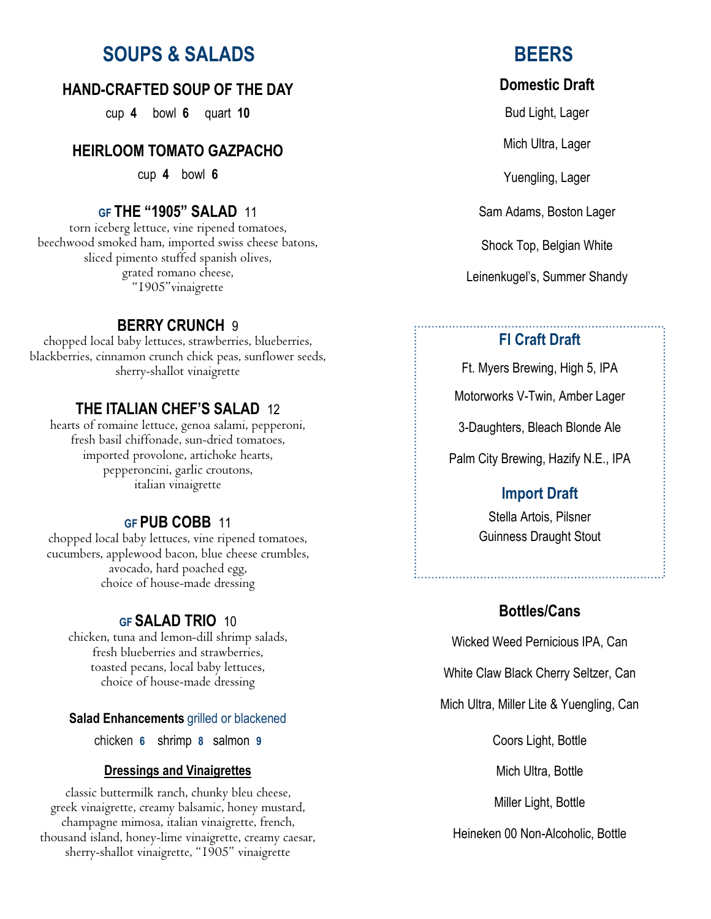# SOUPS & SALADS

### HAND-CRAFTED SOUP OF THE DAY

cup **4** bowl **6** quart **10**

### HEIRLOOM TOMATO GAZPACHO

cup **4** bowl **6**

### GF THE "1905" SALAD 11

torn iceberg lettuce, vine ripened tomatoes, beechwood smoked ham, imported swiss cheese batons, sliced pimento stuffed spanish olives, grated romano cheese, "1905"vinaigrette

### BERRY CRUNCH 9

chopped local baby lettuces, strawberries, blueberries, blackberries, cinnamon crunch chick peas, sunflower seeds, sherry-shallot vinaigrette

### THE ITALIAN CHEF'S SALAD 12

hearts of romaine lettuce, genoa salami, pepperoni, fresh basil chiffonade, sun-dried tomatoes, imported provolone, artichoke hearts, pepperoncini, garlic croutons, italian vinaigrette

### GF PUB COBB 11

chopped local baby lettuces, vine ripened tomatoes, cucumbers, applewood bacon, blue cheese crumbles, avocado, hard poached egg, choice of house-made dressing

### GF SALAD TRIO 10

chicken, tuna and lemon-dill shrimp salads, fresh blueberries and strawberries, toasted pecans, local baby lettuces, choice of house-made dressing

**Salad Enhancements** grilled or blackened

chicken **6** shrimp **8** salmon **9**

**Dressings and Vinaigrettes**

classic buttermilk ranch, chunky bleu cheese, greek vinaigrette, creamy balsamic, honey mustard, champagne mimosa, italian vinaigrette, french, thousand island, honey-lime vinaigrette, creamy caesar, sherry-shallot vinaigrette, "1905" vinaigrette

# BEERS

### Domestic Draft

Bud Light, Lager

Mich Ultra, Lager

Yuengling, Lager

Sam Adams, Boston Lager

Shock Top, Belgian White

Leinenkugel's, Summer Shandy

### Fl Craft Draft

Ft. Myers Brewing, High 5, IPA

Motorworks V-Twin, Amber Lager

3-Daughters, Bleach Blonde Ale

Palm City Brewing, Hazify N.E., IPA

### Import Draft

Stella Artois, Pilsner

Guinness Draught Stout

### Bottles/Cans

Wicked Weed Pernicious IPA, Can

White Claw Black Cherry Seltzer, Can

Mich Ultra, Miller Lite & Yuengling, Can

Coors Light, Bottle

Mich Ultra, Bottle

Miller Light, Bottle

Heineken 00 Non-Alcoholic, Bottle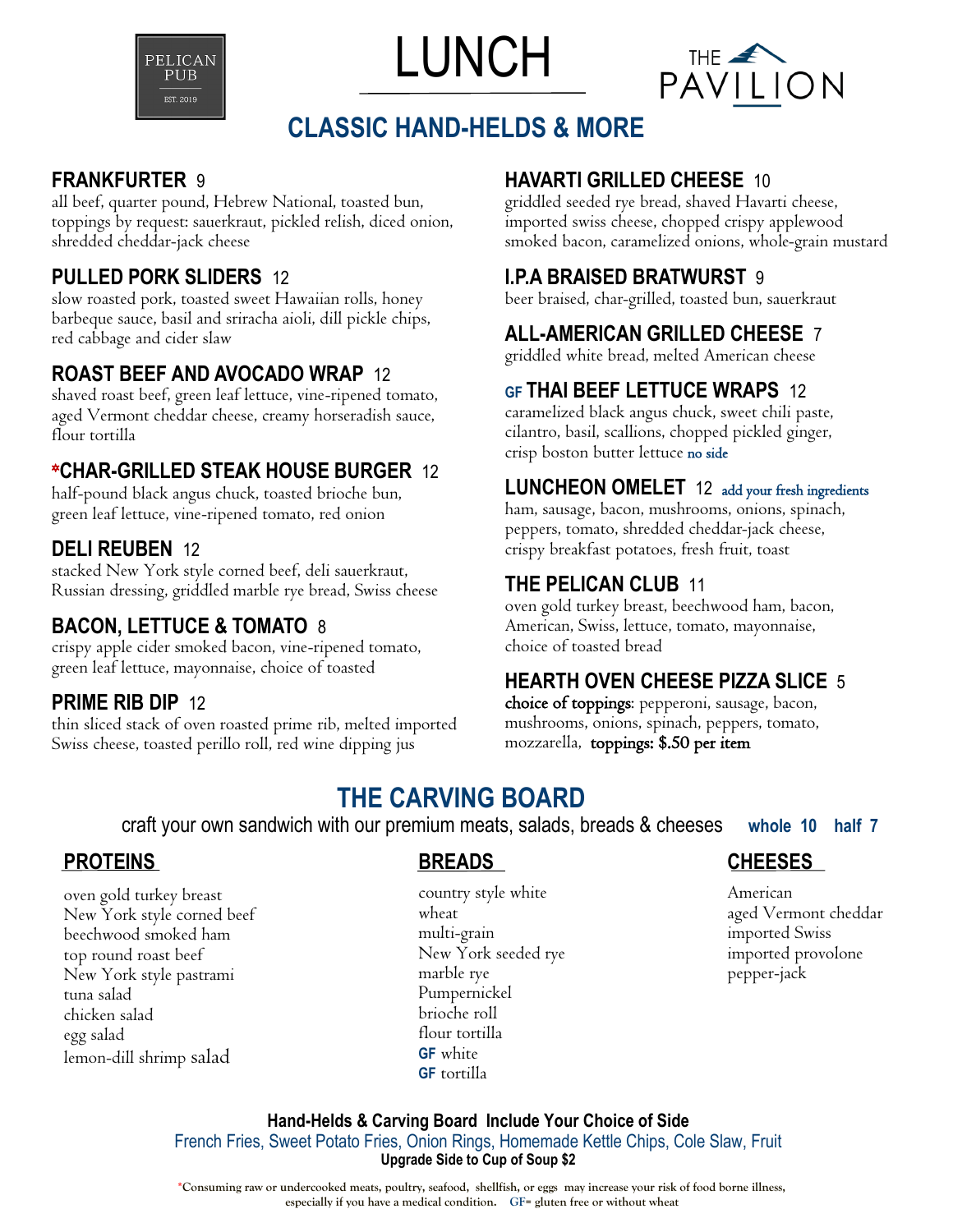PELICAN PUB

EST. 2019

# LUNCH

THE PAVILION

## CLASSIC HAND-HELDS & MORE

### FRANKFURTER 9
all beef, quarter pound, Hebrew National, toasted bun, toppings by request: sauerkraut, pickled relish, diced onion, shredded cheddar-jack cheese

### PULLED PORK SLIDERS 12
slow roasted pork, toasted sweet Hawaiian rolls, honey barbeque sauce, basil and sriracha aioli, dill pickle chips, red cabbage and cider slaw

### ROAST BEEF AND AVOCADO WRAP 12
shaved roast beef, green leaf lettuce, vine-ripened tomato, aged Vermont cheddar cheese, creamy horseradish sauce, flour tortilla

### *CHAR-GRILLED STEAK HOUSE BURGER 12
half-pound black angus chuck, toasted brioche bun, green leaf lettuce, vine-ripened tomato, red onion

### DELI REUBEN 12
stacked New York style corned beef, deli sauerkraut, Russian dressing, griddled marble rye bread, Swiss cheese

### BACON, LETTUCE & TOMATO 8
crispy apple cider smoked bacon, vine-ripened tomato, green leaf lettuce, mayonnaise, choice of toasted

### PRIME RIB DIP 12
thin sliced stack of oven roasted prime rib, melted imported Swiss cheese, toasted perillo roll, red wine dipping jus

### HAVARTI GRILLED CHEESE 10
griddled seeded rye bread, shaved Havarti cheese, imported swiss cheese, chopped crispy applewood smoked bacon, caramelized onions, whole-grain mustard

### I.P.A BRAISED BRATWURST 9
beer braised, char-grilled, toasted bun, sauerkraut

### ALL-AMERICAN GRILLED CHEESE 7
griddled white bread, melted American cheese

### GF THAI BEEF LETTUCE WRAPS 12
caramelized black angus chuck, sweet chili paste, cilantro, basil, scallions, chopped pickled ginger, crisp boston butter lettuce no side

### LUNCHEON OMELET 12 add your fresh ingredients
ham, sausage, bacon, mushrooms, onions, spinach, peppers, tomato, shredded cheddar-jack cheese, crispy breakfast potatoes, fresh fruit, toast

### THE PELICAN CLUB 11
oven gold turkey breast, beechwood ham, bacon, American, Swiss, lettuce, tomato, mayonnaise, choice of toasted bread

### HEARTH OVEN CHEESE PIZZA SLICE 5
**choice of toppings:** pepperoni, sausage, bacon, mushrooms, onions, spinach, peppers, tomato, mozzarella, **toppings: $.50 per item**

## THE CARVING BOARD

craft your own sandwich with our premium meats, salads, breads & cheeses **whole 10 half 7**

### PROTEINS
oven gold turkey breast
New York style corned beef
beechwood smoked ham
top round roast beef
New York style pastrami
tuna salad
chicken salad
egg salad
lemon-dill shrimp salad

### BREADS
country style white
wheat
multi-grain
New York seeded rye
marble rye
Pumpernickel
brioche roll
flour tortilla
GF white
GF tortilla

### CHEESES
American
aged Vermont cheddar
imported Swiss
imported provolone
pepper-jack

**Hand-Helds & Carving Board Include Your Choice of Side**

French Fries, Sweet Potato Fries, Onion Rings, Homemade Kettle Chips, Cole Slaw, Fruit

**Upgrade Side to Cup of Soup $2**

**\*Consuming raw or undercooked meats, poultry, seafood, shellfish, or eggs may increase your risk of food borne illness, especially if you have a medical condition. GF= gluten free or without wheat**